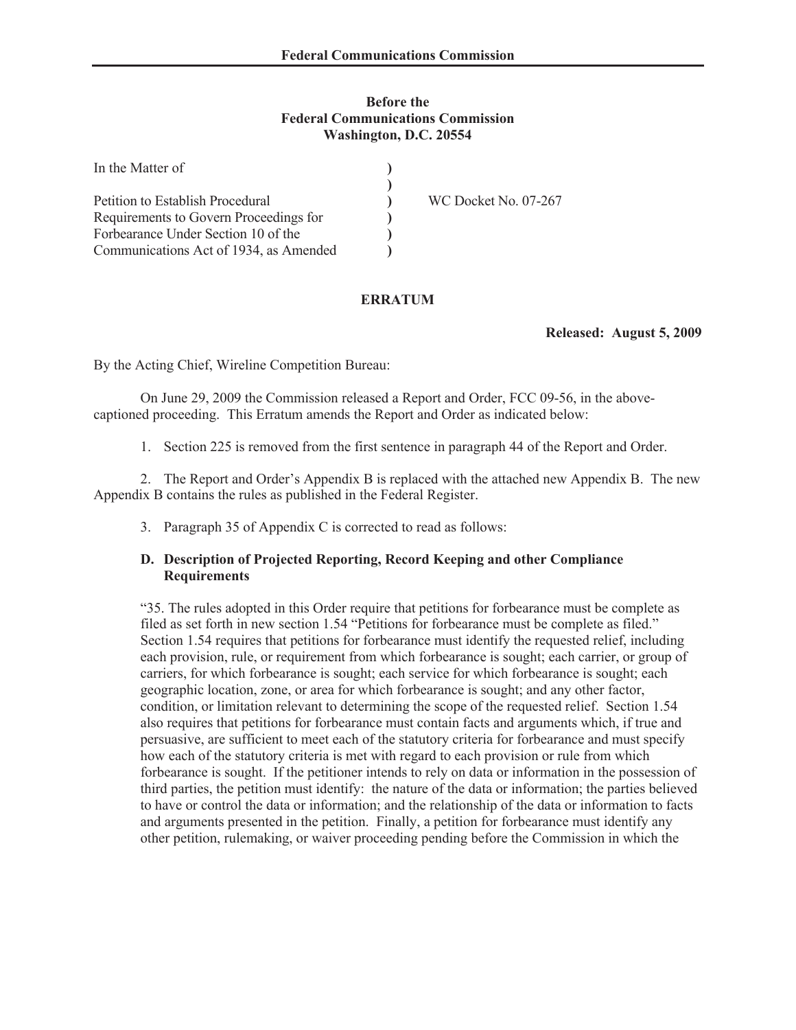**Before the**
**Federal Communications Commission**
**Washington, D.C. 20554**

| In the Matter of | ) | |
|---|---|---|
| | ) | |
| Petition to Establish Procedural Requirements to Govern Proceedings for Forbearance Under Section 10 of the Communications Act of 1934, as Amended | ) | WC Docket No. 07-267 |

## ERRATUM

**Released: August 5, 2009**

By the Acting Chief, Wireline Competition Bureau:

On June 29, 2009 the Commission released a Report and Order, FCC 09-56, in the above-captioned proceeding. This Erratum amends the Report and Order as indicated below:

1. Section 225 is removed from the first sentence in paragraph 44 of the Report and Order.

2. The Report and Order's Appendix B is replaced with the attached new Appendix B. The new Appendix B contains the rules as published in the Federal Register.

3. Paragraph 35 of Appendix C is corrected to read as follows:

**D. Description of Projected Reporting, Record Keeping and other Compliance Requirements**

"35. The rules adopted in this Order require that petitions for forbearance must be complete as filed as set forth in new section 1.54 "Petitions for forbearance must be complete as filed." Section 1.54 requires that petitions for forbearance must identify the requested relief, including each provision, rule, or requirement from which forbearance is sought; each carrier, or group of carriers, for which forbearance is sought; each service for which forbearance is sought; each geographic location, zone, or area for which forbearance is sought; and any other factor, condition, or limitation relevant to determining the scope of the requested relief. Section 1.54 also requires that petitions for forbearance must contain facts and arguments which, if true and persuasive, are sufficient to meet each of the statutory criteria for forbearance and must specify how each of the statutory criteria is met with regard to each provision or rule from which forbearance is sought. If the petitioner intends to rely on data or information in the possession of third parties, the petition must identify: the nature of the data or information; the parties believed to have or control the data or information; and the relationship of the data or information to facts and arguments presented in the petition. Finally, a petition for forbearance must identify any other petition, rulemaking, or waiver proceeding pending before the Commission in which the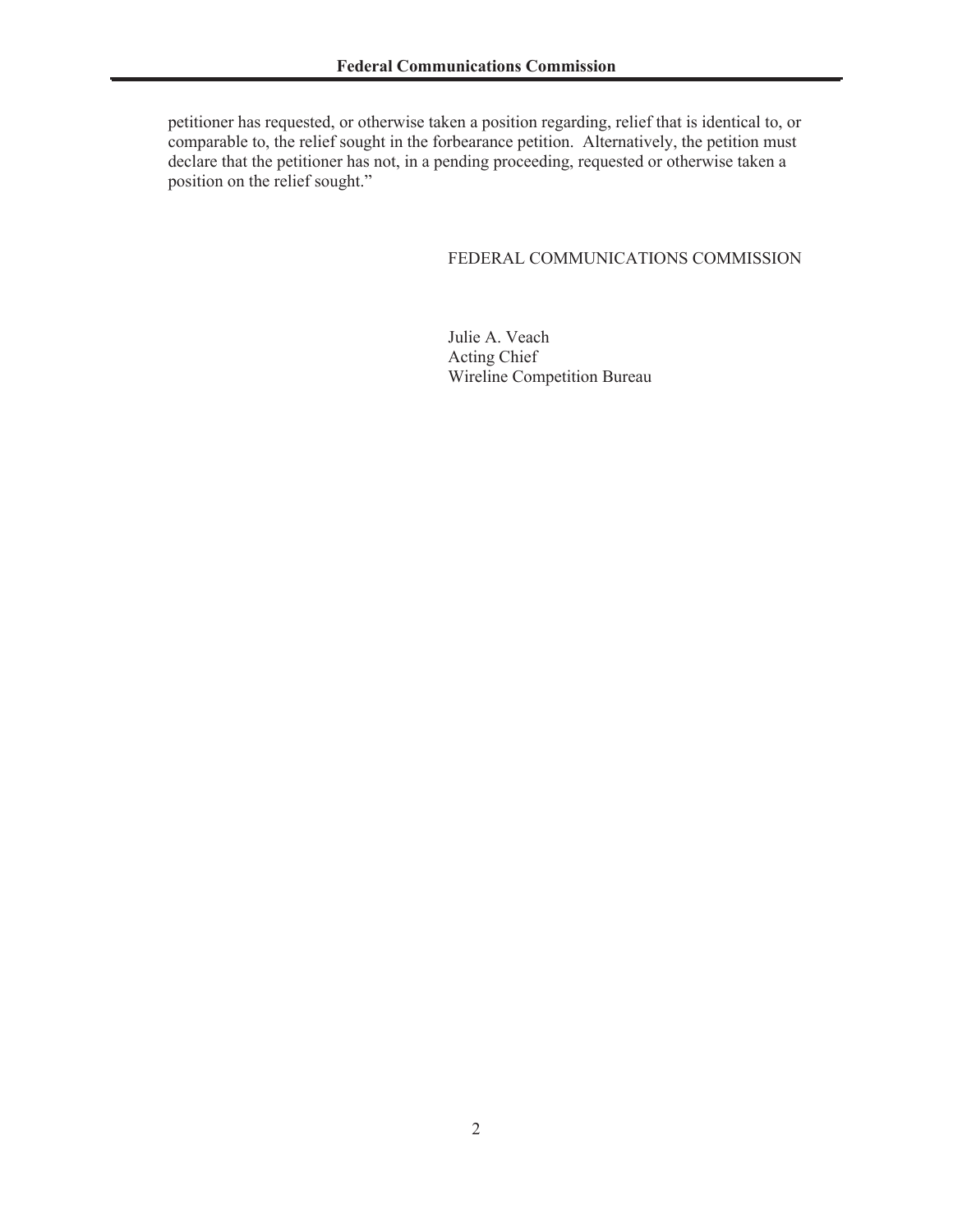petitioner has requested, or otherwise taken a position regarding, relief that is identical to, or comparable to, the relief sought in the forbearance petition. Alternatively, the petition must declare that the petitioner has not, in a pending proceeding, requested or otherwise taken a position on the relief sought."

FEDERAL COMMUNICATIONS COMMISSION

Julie A. Veach
Acting Chief
Wireline Competition Bureau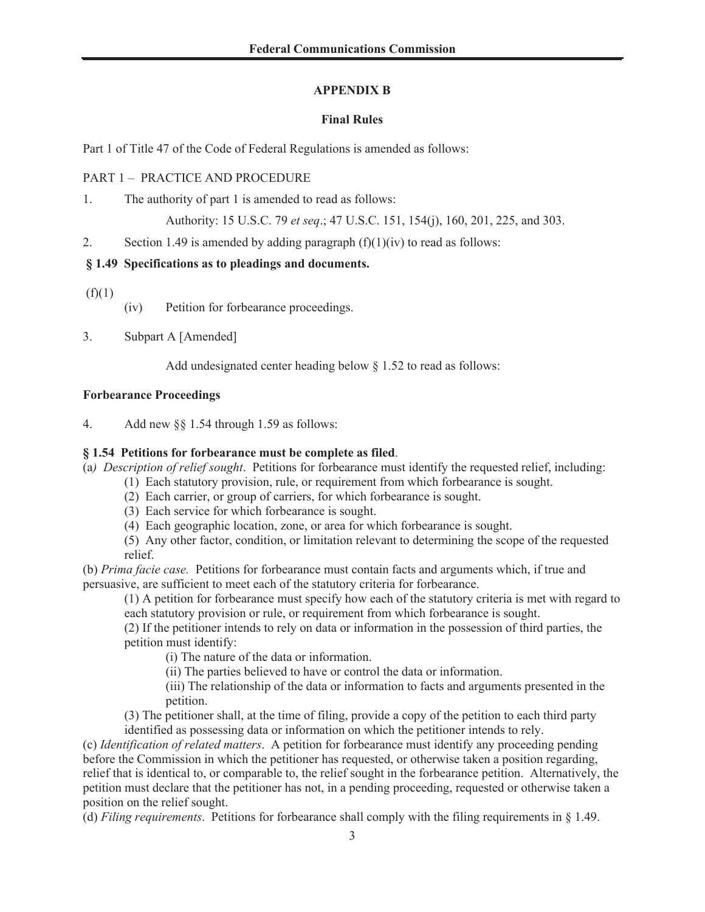## APPENDIX B

### Final Rules

Part 1 of Title 47 of the Code of Federal Regulations is amended as follows:

PART 1 – PRACTICE AND PROCEDURE

1. The authority of part 1 is amended to read as follows:

   Authority: 15 U.S.C. 79 *et seq*.; 47 U.S.C. 151, 154(j), 160, 201, 225, and 303.

2. Section 1.49 is amended by adding paragraph (f)(1)(iv) to read as follows:

**§ 1.49 Specifications as to pleadings and documents.**

(f)(1)

(iv) Petition for forbearance proceedings.

3. Subpart A [Amended]

   Add undesignated center heading below § 1.52 to read as follows:

**Forbearance Proceedings**

4. Add new §§ 1.54 through 1.59 as follows:

**§ 1.54 Petitions for forbearance must be complete as filed**.

(a) *Description of relief sought*. Petitions for forbearance must identify the requested relief, including:

(1) Each statutory provision, rule, or requirement from which forbearance is sought.

(2) Each carrier, or group of carriers, for which forbearance is sought.

(3) Each service for which forbearance is sought.

(4) Each geographic location, zone, or area for which forbearance is sought.

(5) Any other factor, condition, or limitation relevant to determining the scope of the requested relief.

(b) *Prima facie case.* Petitions for forbearance must contain facts and arguments which, if true and persuasive, are sufficient to meet each of the statutory criteria for forbearance.

(1) A petition for forbearance must specify how each of the statutory criteria is met with regard to each statutory provision or rule, or requirement from which forbearance is sought.

(2) If the petitioner intends to rely on data or information in the possession of third parties, the petition must identify:

(i) The nature of the data or information.

(ii) The parties believed to have or control the data or information.

(iii) The relationship of the data or information to facts and arguments presented in the petition.

(3) The petitioner shall, at the time of filing, provide a copy of the petition to each third party identified as possessing data or information on which the petitioner intends to rely.

(c) *Identification of related matters*. A petition for forbearance must identify any proceeding pending before the Commission in which the petitioner has requested, or otherwise taken a position regarding, relief that is identical to, or comparable to, the relief sought in the forbearance petition. Alternatively, the petition must declare that the petitioner has not, in a pending proceeding, requested or otherwise taken a position on the relief sought.

(d) *Filing requirements*. Petitions for forbearance shall comply with the filing requirements in § 1.49.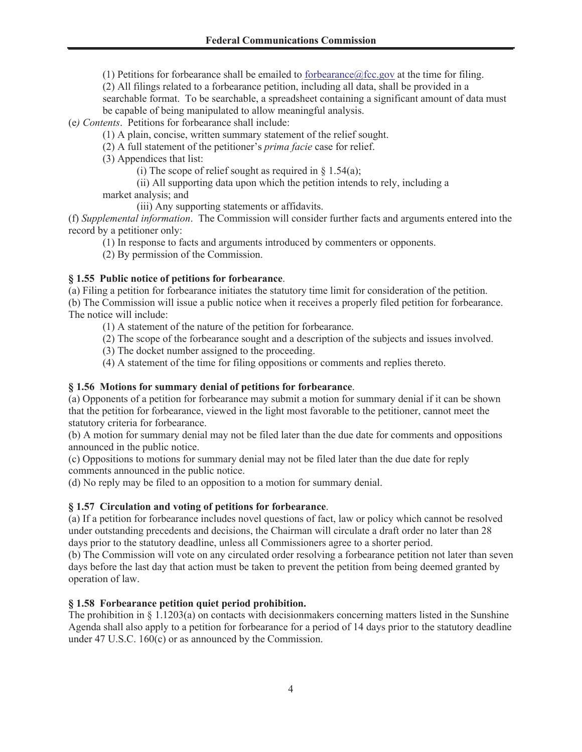(1) Petitions for forbearance shall be emailed to forbearance@fcc.gov at the time for filing.

(2) All filings related to a forbearance petition, including all data, shall be provided in a searchable format. To be searchable, a spreadsheet containing a significant amount of data must be capable of being manipulated to allow meaningful analysis.

(e) *Contents*. Petitions for forbearance shall include:

(1) A plain, concise, written summary statement of the relief sought.

(2) A full statement of the petitioner's *prima facie* case for relief.

(3) Appendices that list:

(i) The scope of relief sought as required in § 1.54(a);

(ii) All supporting data upon which the petition intends to rely, including a market analysis; and

(iii) Any supporting statements or affidavits.

(f) *Supplemental information*. The Commission will consider further facts and arguments entered into the record by a petitioner only:

(1) In response to facts and arguments introduced by commenters or opponents.

(2) By permission of the Commission.

**§ 1.55 Public notice of petitions for forbearance**.

(a) Filing a petition for forbearance initiates the statutory time limit for consideration of the petition.

(b) The Commission will issue a public notice when it receives a properly filed petition for forbearance. The notice will include:

(1) A statement of the nature of the petition for forbearance.

(2) The scope of the forbearance sought and a description of the subjects and issues involved.

(3) The docket number assigned to the proceeding.

(4) A statement of the time for filing oppositions or comments and replies thereto.

**§ 1.56 Motions for summary denial of petitions for forbearance**.

(a) Opponents of a petition for forbearance may submit a motion for summary denial if it can be shown that the petition for forbearance, viewed in the light most favorable to the petitioner, cannot meet the statutory criteria for forbearance.

(b) A motion for summary denial may not be filed later than the due date for comments and oppositions announced in the public notice.

(c) Oppositions to motions for summary denial may not be filed later than the due date for reply comments announced in the public notice.

(d) No reply may be filed to an opposition to a motion for summary denial.

**§ 1.57 Circulation and voting of petitions for forbearance**.

(a) If a petition for forbearance includes novel questions of fact, law or policy which cannot be resolved under outstanding precedents and decisions, the Chairman will circulate a draft order no later than 28 days prior to the statutory deadline, unless all Commissioners agree to a shorter period.

(b) The Commission will vote on any circulated order resolving a forbearance petition not later than seven days before the last day that action must be taken to prevent the petition from being deemed granted by operation of law.

**§ 1.58 Forbearance petition quiet period prohibition.**

The prohibition in § 1.1203(a) on contacts with decisionmakers concerning matters listed in the Sunshine Agenda shall also apply to a petition for forbearance for a period of 14 days prior to the statutory deadline under 47 U.S.C. 160(c) or as announced by the Commission.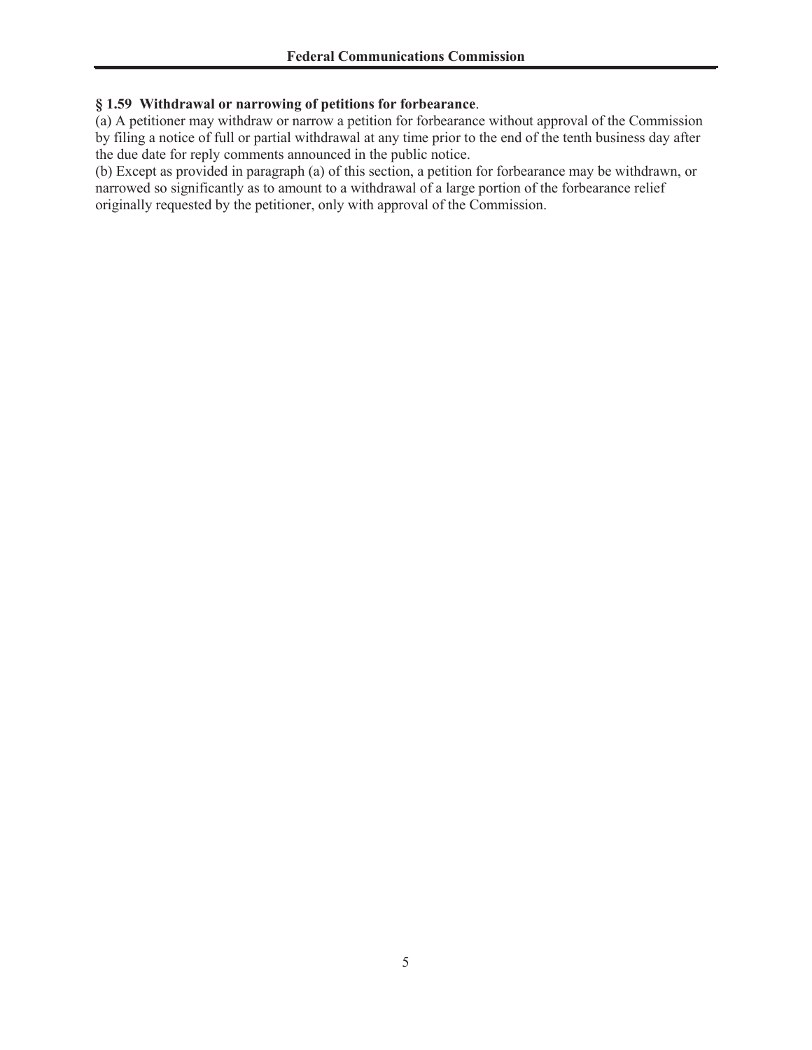**§ 1.59 Withdrawal or narrowing of petitions for forbearance**.

(a) A petitioner may withdraw or narrow a petition for forbearance without approval of the Commission by filing a notice of full or partial withdrawal at any time prior to the end of the tenth business day after the due date for reply comments announced in the public notice.

(b) Except as provided in paragraph (a) of this section, a petition for forbearance may be withdrawn, or narrowed so significantly as to amount to a withdrawal of a large portion of the forbearance relief originally requested by the petitioner, only with approval of the Commission.